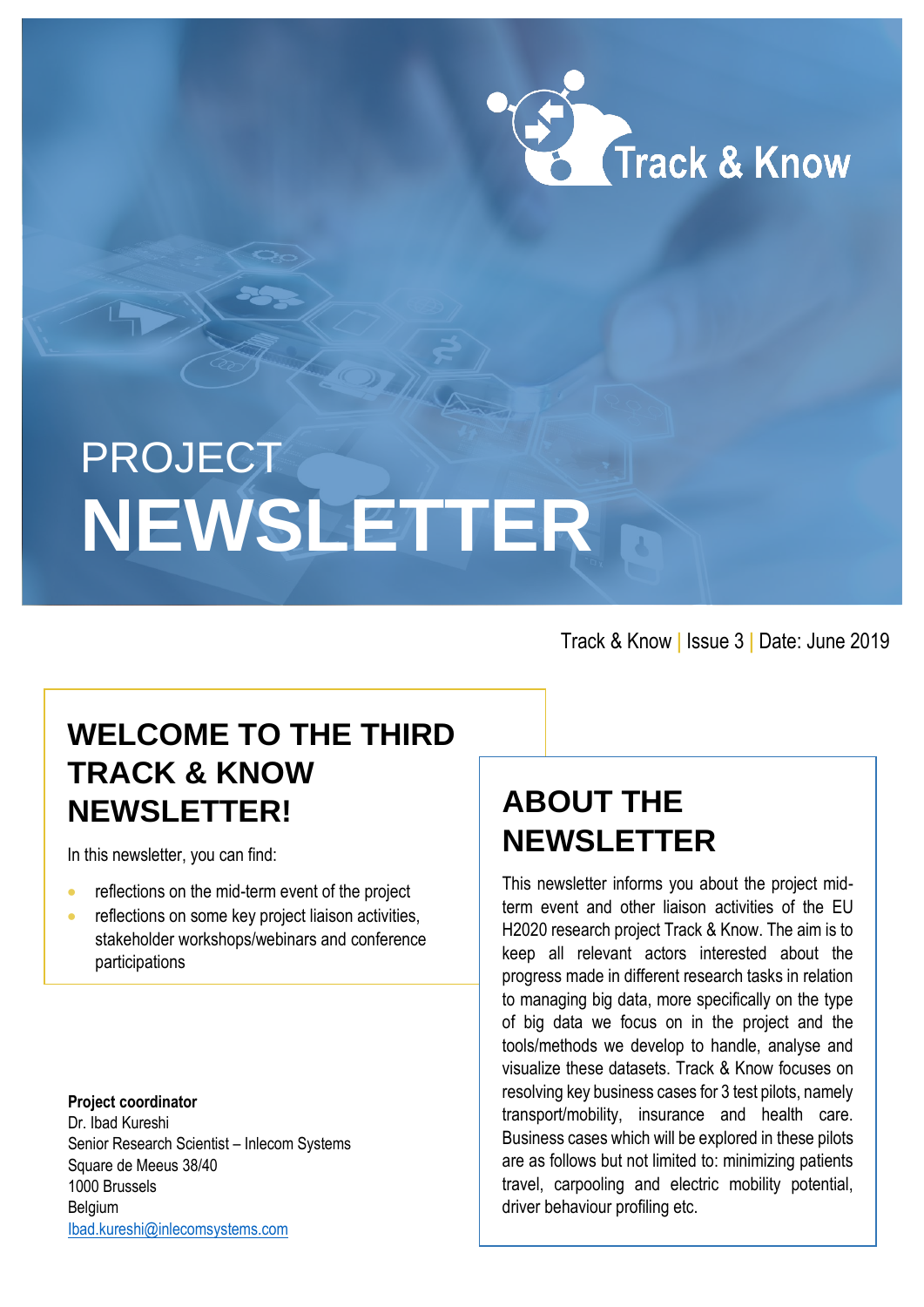Track & Know

# PROJECT NEWSLETTER

Track & Know | Issue 3 | Date: June 2019

## WELCOME TO THE THIRD TRACK & KNOW NEWSLETTER!

In this newsletter, you can find:

- reflections on the mid-term event of the project
- reflections on some key project liaison activities, stakeholder workshops/webinars and conference participations

**Project coordinator**
Dr. Ibad Kureshi
Senior Research Scientist – Inlecom Systems
Square de Meeus 38/40
1000 Brussels
Belgium
Ibad.kureshi@inlecomsystems.com

## ABOUT THE NEWSLETTER

This newsletter informs you about the project mid-term event and other liaison activities of the EU H2020 research project Track & Know. The aim is to keep all relevant actors interested about the progress made in different research tasks in relation to managing big data, more specifically on the type of big data we focus on in the project and the tools/methods we develop to handle, analyse and visualize these datasets. Track & Know focuses on resolving key business cases for 3 test pilots, namely transport/mobility, insurance and health care. Business cases which will be explored in these pilots are as follows but not limited to: minimizing patients travel, carpooling and electric mobility potential, driver behaviour profiling etc.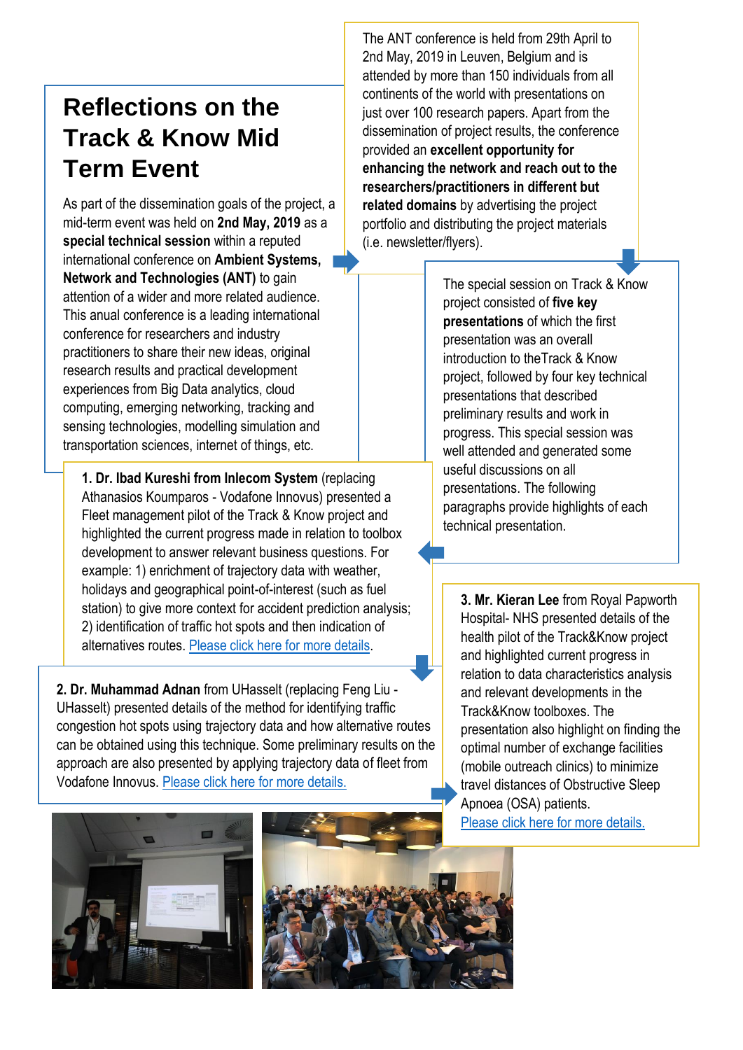# Reflections on the Track & Know Mid Term Event

As part of the dissemination goals of the project, a mid-term event was held on **2nd May, 2019** as a **special technical session** within a reputed international conference on **Ambient Systems, Network and Technologies (ANT)** to gain attention of a wider and more related audience. This anual conference is a leading international conference for researchers and industry practitioners to share their new ideas, original research results and practical development experiences from Big Data analytics, cloud computing, emerging networking, tracking and sensing technologies, modelling simulation and transportation sciences, internet of things, etc.

The ANT conference is held from 29th April to 2nd May, 2019 in Leuven, Belgium and is attended by more than 150 individuals from all continents of the world with presentations on just over 100 research papers. Apart from the dissemination of project results, the conference provided an **excellent opportunity for enhancing the network and reach out to the researchers/practitioners in different but related domains** by advertising the project portfolio and distributing the project materials (i.e. newsletter/flyers).

The special session on Track & Know project consisted of **five key presentations** of which the first presentation was an overall introduction to theTrack & Know project, followed by four key technical presentations that described preliminary results and work in progress. This special session was well attended and generated some useful discussions on all presentations. The following paragraphs provide highlights of each technical presentation.

**1. Dr. Ibad Kureshi from Inlecom System** (replacing Athanasios Koumparos - Vodafone Innovus) presented a Fleet management pilot of the Track & Know project and highlighted the current progress made in relation to toolbox development to answer relevant business questions. For example: 1) enrichment of trajectory data with weather, holidays and geographical point-of-interest (such as fuel station) to give more context for accident prediction analysis; 2) identification of traffic hot spots and then indication of alternatives routes. Please click here for more details.

**2. Dr. Muhammad Adnan** from UHasselt (replacing Feng Liu - UHasselt) presented details of the method for identifying traffic congestion hot spots using trajectory data and how alternative routes can be obtained using this technique. Some preliminary results on the approach are also presented by applying trajectory data of fleet from Vodafone Innovus. Please click here for more details.

**3. Mr. Kieran Lee** from Royal Papworth Hospital- NHS presented details of the health pilot of the Track&Know project and highlighted current progress in relation to data characteristics analysis and relevant developments in the Track&Know toolboxes. The presentation also highlight on finding the optimal number of exchange facilities (mobile outreach clinics) to minimize travel distances of Obstructive Sleep Apnoea (OSA) patients.
Please click here for more details.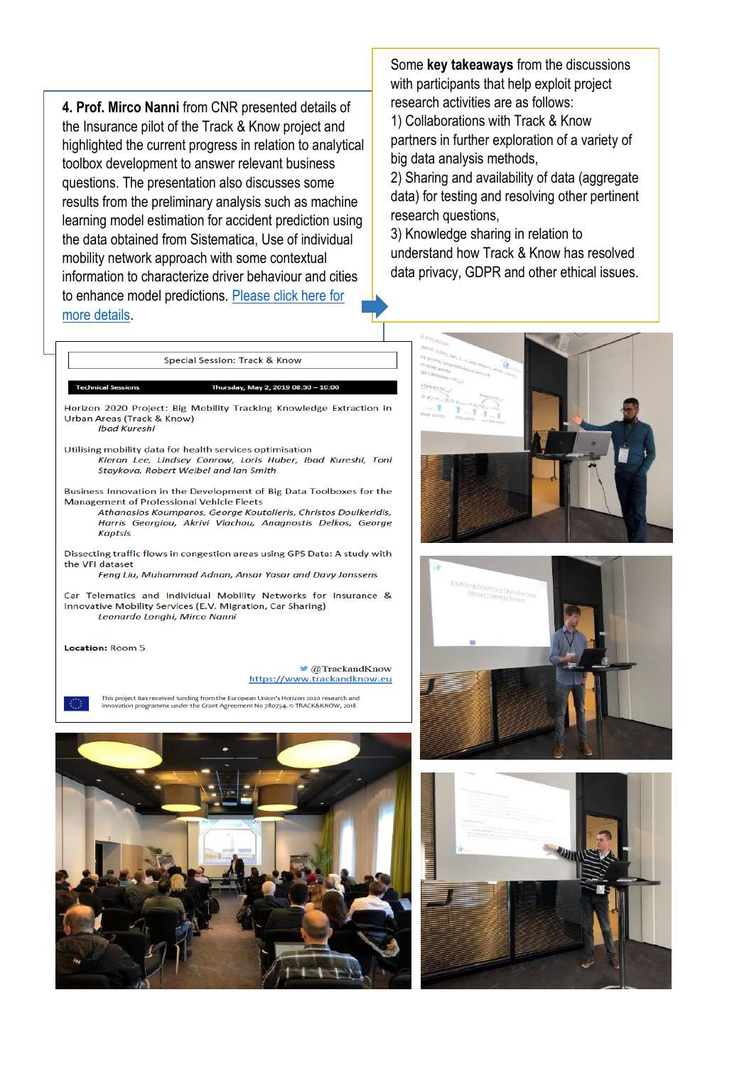**4. Prof. Mirco Nanni** from CNR presented details of the Insurance pilot of the Track & Know project and highlighted the current progress in relation to analytical toolbox development to answer relevant business questions. The presentation also discusses some results from the preliminary analysis such as machine learning model estimation for accident prediction using the data obtained from Sistematica, Use of individual mobility network approach with some contextual information to characterize driver behaviour and cities to enhance model predictions. Please click here for more details.

Some **key takeaways** from the discussions with participants that help exploit project research activities are as follows:

1) Collaborations with Track & Know partners in further exploration of a variety of big data analysis methods,

2) Sharing and availability of data (aggregate data) for testing and resolving other pertinent research questions,

3) Knowledge sharing in relation to understand how Track & Know has resolved data privacy, GDPR and other ethical issues.

Special Session: Track & Know

| Technical Sessions | Thursday, May 2, 2019 08:30 – 10:00 |
|---|---|

Horizon 2020 Project: Big Mobility Tracking Knowledge Extraction in Urban Areas (Track & Know)
*Ibad Kureshi*

Utilising mobility data for health services optimisation
*Kieran Lee, Lindsey Conrow, Loris Huber, Ibad Kureshi, Toni Staykova, Robert Weibel and Ian Smith*

Business Innovation in the Development of Big Data Toolboxes for the Management of Professional Vehicle Fleets
*Athanasios Koumparos, George Koutalieris, Christos Doulkeridis, Harris Georgiou, Akrivi Vlachou, Anagnostis Delkos, George Kaptsis*

Dissecting traffic flows in congestion areas using GPS Data: A study with the VFI dataset
*Feng Liu, Muhammad Adnan, Ansar Yasar and Davy Janssens*

Car Telematics and Individual Mobility Networks for Insurance & Innovative Mobility Services (E.V. Migration, Car Sharing)
*Leonardo Longhi, Mirco Nanni*

**Location:** Room 5

@TrackandKnow
https://www.trackandknow.eu

This project has received funding from the European Union's Horizon 2020 research and innovation programme under the Grant Agreement No 780754. © TRACK&KNOW, 2018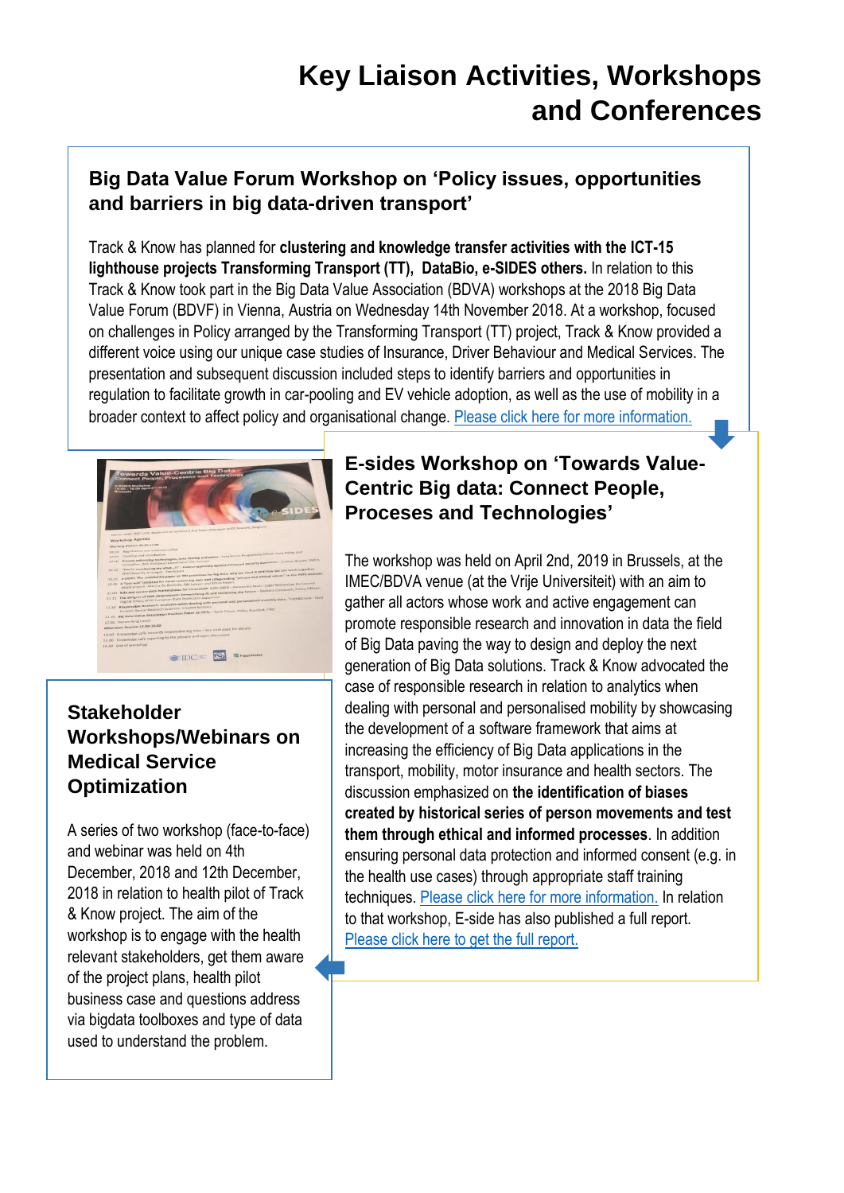# Key Liaison Activities, Workshops and Conferences

## Big Data Value Forum Workshop on 'Policy issues, opportunities and barriers in big data-driven transport'

Track & Know has planned for **clustering and knowledge transfer activities with the ICT-15 lighthouse projects Transforming Transport (TT), DataBio, e-SIDES others.** In relation to this Track & Know took part in the Big Data Value Association (BDVA) workshops at the 2018 Big Data Value Forum (BDVF) in Vienna, Austria on Wednesday 14th November 2018. At a workshop, focused on challenges in Policy arranged by the Transforming Transport (TT) project, Track & Know provided a different voice using our unique case studies of Insurance, Driver Behaviour and Medical Services. The presentation and subsequent discussion included steps to identify barriers and opportunities in regulation to facilitate growth in car-pooling and EV vehicle adoption, as well as the use of mobility in a broader context to affect policy and organisational change. Please click here for more information.

## E-sides Workshop on 'Towards Value-Centric Big data: Connect People, Proceses and Technologies'

The workshop was held on April 2nd, 2019 in Brussels, at the IMEC/BDVA venue (at the Vrije Universiteit) with an aim to gather all actors whose work and active engagement can promote responsible research and innovation in data the field of Big Data paving the way to design and deploy the next generation of Big Data solutions. Track & Know advocated the case of responsible research in relation to analytics when dealing with personal and personalised mobility by showcasing the development of a software framework that aims at increasing the efficiency of Big Data applications in the transport, mobility, motor insurance and health sectors. The discussion emphasized on **the identification of biases created by historical series of person movements and test them through ethical and informed processes**. In addition ensuring personal data protection and informed consent (e.g. in the health use cases) through appropriate staff training techniques. Please click here for more information. In relation to that workshop, E-side has also published a full report. Please click here to get the full report.

## Stakeholder Workshops/Webinars on Medical Service Optimization

A series of two workshop (face-to-face) and webinar was held on 4th December, 2018 and 12th December, 2018 in relation to health pilot of Track & Know project. The aim of the workshop is to engage with the health relevant stakeholders, get them aware of the project plans, health pilot business case and questions address via bigdata toolboxes and type of data used to understand the problem.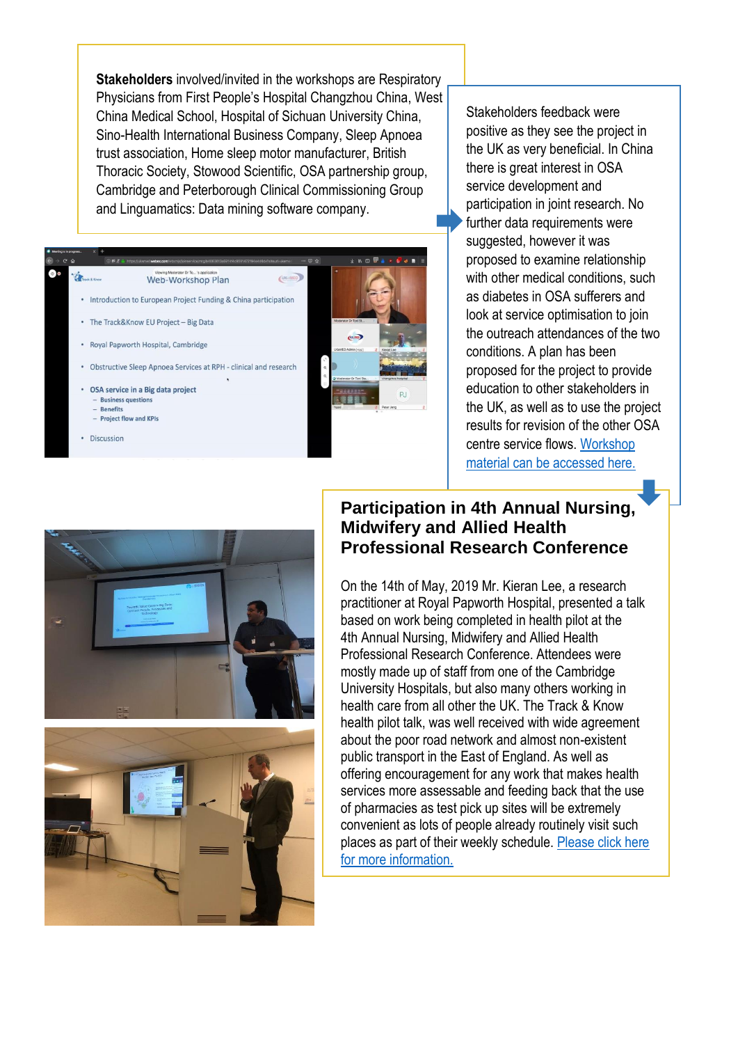**Stakeholders** involved/invited in the workshops are Respiratory Physicians from First People's Hospital Changzhou China, West China Medical School, Hospital of Sichuan University China, Sino-Health International Business Company, Sleep Apnoea trust association, Home sleep motor manufacturer, British Thoracic Society, Stowood Scientific, OSA partnership group, Cambridge and Peterborough Clinical Commissioning Group and Linguamatics: Data mining software company.

Stakeholders feedback were positive as they see the project in the UK as very beneficial. In China there is great interest in OSA service development and participation in joint research. No further data requirements were suggested, however it was proposed to examine relationship with other medical conditions, such as diabetes in OSA sufferers and look at service optimisation to join the outreach attendances of the two conditions. A plan has been proposed for the project to provide education to other stakeholders in the UK, as well as to use the project results for revision of the other OSA centre service flows. [Workshop material can be accessed here.]

## Participation in 4th Annual Nursing, Midwifery and Allied Health Professional Research Conference

On the 14th of May, 2019 Mr. Kieran Lee, a research practitioner at Royal Papworth Hospital, presented a talk based on work being completed in health pilot at the 4th Annual Nursing, Midwifery and Allied Health Professional Research Conference. Attendees were mostly made up of staff from one of the Cambridge University Hospitals, but also many others working in health care from all other the UK. The Track & Know health pilot talk, was well received with wide agreement about the poor road network and almost non-existent public transport in the East of England. As well as offering encouragement for any work that makes health services more assessable and feeding back that the use of pharmacies as test pick up sites will be extremely convenient as lots of people already routinely visit such places as part of their weekly schedule. [Please click here for more information.]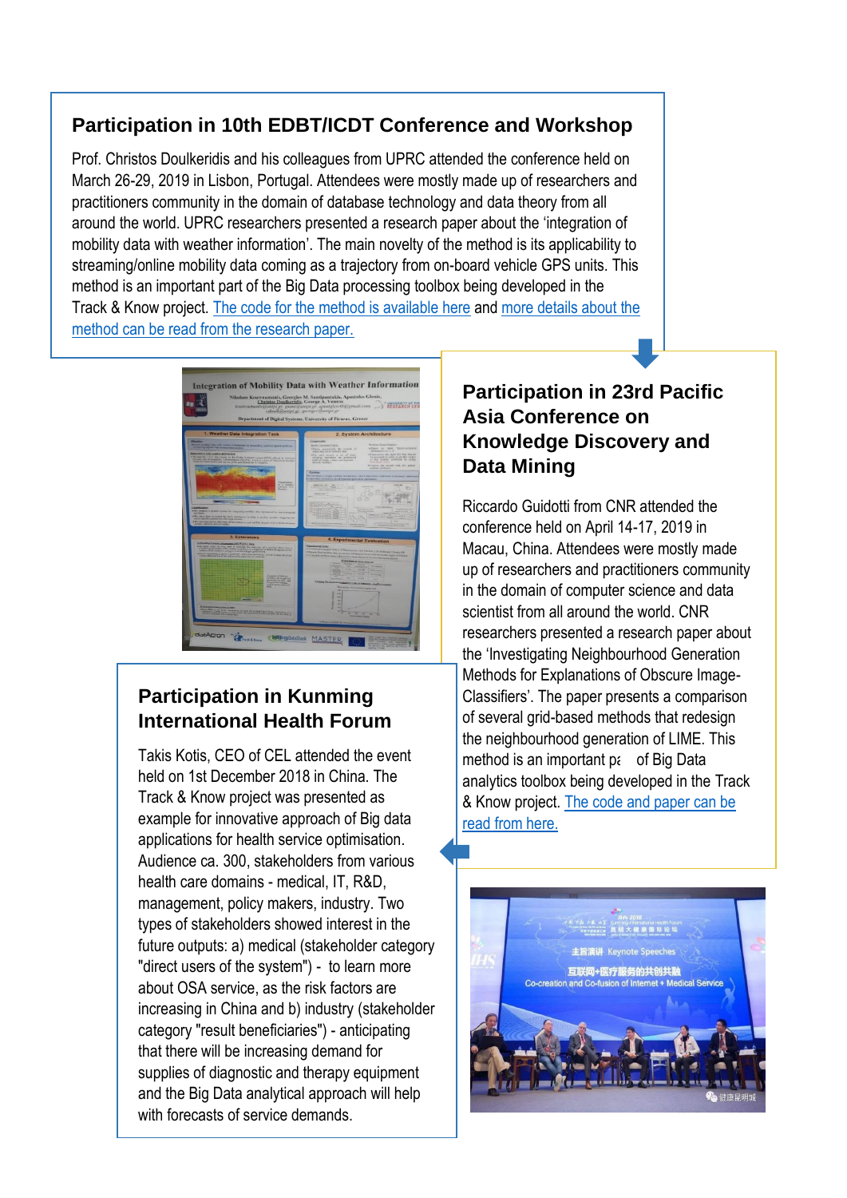## Participation in 10th EDBT/ICDT Conference and Workshop

Prof. Christos Doulkeridis and his colleagues from UPRC attended the conference held on March 26-29, 2019 in Lisbon, Portugal. Attendees were mostly made up of researchers and practitioners community in the domain of database technology and data theory from all around the world. UPRC researchers presented a research paper about the 'integration of mobility data with weather information'. The main novelty of the method is its applicability to streaming/online mobility data coming as a trajectory from on-board vehicle GPS units. This method is an important part of the Big Data processing toolbox being developed in the Track & Know project. The code for the method is available here and more details about the method can be read from the research paper.

## Participation in 23rd Pacific Asia Conference on Knowledge Discovery and Data Mining

Riccardo Guidotti from CNR attended the conference held on April 14-17, 2019 in Macau, China. Attendees were mostly made up of researchers and practitioners community in the domain of computer science and data scientist from all around the world. CNR researchers presented a research paper about the 'Investigating Neighbourhood Generation Methods for Explanations of Obscure Image-Classifiers'. The paper presents a comparison of several grid-based methods that redesign the neighbourhood generation of LIME. This method is an important pa of Big Data analytics toolbox being developed in the Track & Know project. The code and paper can be read from here.

## Participation in Kunming International Health Forum

Takis Kotis, CEO of CEL attended the event held on 1st December 2018 in China. The Track & Know project was presented as example for innovative approach of Big data applications for health service optimisation. Audience ca. 300, stakeholders from various health care domains - medical, IT, R&D, management, policy makers, industry. Two types of stakeholders showed interest in the future outputs: a) medical (stakeholder category "direct users of the system") - to learn more about OSA service, as the risk factors are increasing in China and b) industry (stakeholder category "result beneficiaries") - anticipating that there will be increasing demand for supplies of diagnostic and therapy equipment and the Big Data analytical approach will help with forecasts of service demands.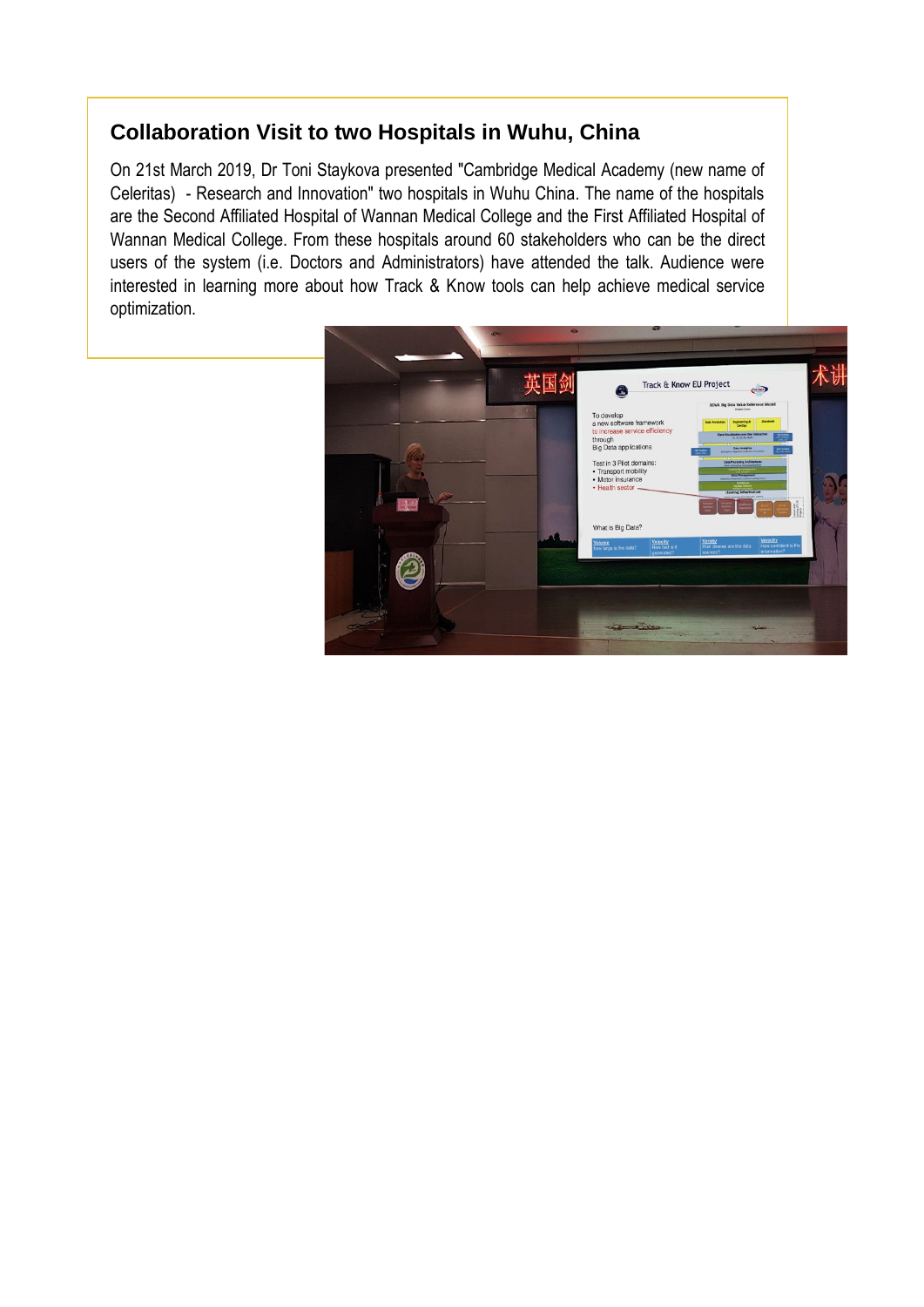### Collaboration Visit to two Hospitals in Wuhu, China

On 21st March 2019, Dr Toni Staykova presented "Cambridge Medical Academy (new name of Celeritas) - Research and Innovation" two hospitals in Wuhu China. The name of the hospitals are the Second Affiliated Hospital of Wannan Medical College and the First Affiliated Hospital of Wannan Medical College. From these hospitals around 60 stakeholders who can be the direct users of the system (i.e. Doctors and Administrators) have attended the talk. Audience were interested in learning more about how Track & Know tools can help achieve medical service optimization.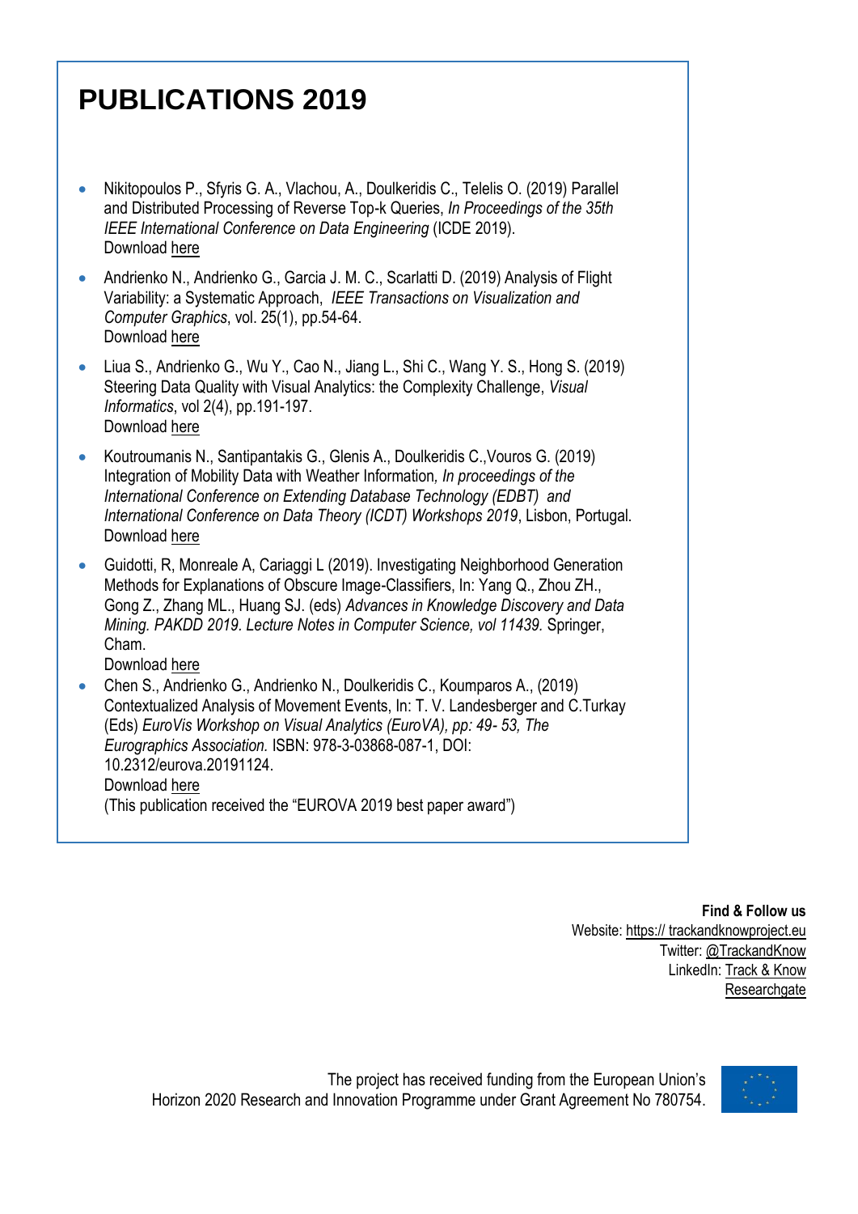# PUBLICATIONS 2019

- Nikitopoulos P., Sfyris G. A., Vlachou, A., Doulkeridis C., Telelis O. (2019) Parallel and Distributed Processing of Reverse Top-k Queries, *In Proceedings of the 35th IEEE International Conference on Data Engineering* (ICDE 2019).
  Download here
- Andrienko N., Andrienko G., Garcia J. M. C., Scarlatti D. (2019) Analysis of Flight Variability: a Systematic Approach, *IEEE Transactions on Visualization and Computer Graphics*, vol. 25(1), pp.54-64.
  Download here
- Liua S., Andrienko G., Wu Y., Cao N., Jiang L., Shi C., Wang Y. S., Hong S. (2019) Steering Data Quality with Visual Analytics: the Complexity Challenge, *Visual Informatics*, vol 2(4), pp.191-197.
  Download here
- Koutroumanis N., Santipantakis G., Glenis A., Doulkeridis C.,Vouros G. (2019) Integration of Mobility Data with Weather Information*, In proceedings of the International Conference on Extending Database Technology (EDBT) and International Conference on Data Theory (ICDT) Workshops 2019*, Lisbon, Portugal.
  Download here
- Guidotti, R, Monreale A, Cariaggi L (2019). Investigating Neighborhood Generation Methods for Explanations of Obscure Image-Classifiers, In: Yang Q., Zhou ZH., Gong Z., Zhang ML., Huang SJ. (eds) *Advances in Knowledge Discovery and Data Mining. PAKDD 2019. Lecture Notes in Computer Science, vol 11439.* Springer, Cham.
  Download here
- Chen S., Andrienko G., Andrienko N., Doulkeridis C., Koumparos A., (2019) Contextualized Analysis of Movement Events, In: T. V. Landesberger and C.Turkay (Eds) *EuroVis Workshop on Visual Analytics (EuroVA), pp: 49- 53, The Eurographics Association.* ISBN: 978-3-03868-087-1, DOI: 10.2312/eurova.20191124.
  Download here
  (This publication received the "EUROVA 2019 best paper award")

**Find & Follow us**
Website: https:// trackandknowproject.eu
Twitter: @TrackandKnow
LinkedIn: Track & Know
Researchgate

The project has received funding from the European Union's Horizon 2020 Research and Innovation Programme under Grant Agreement No 780754.